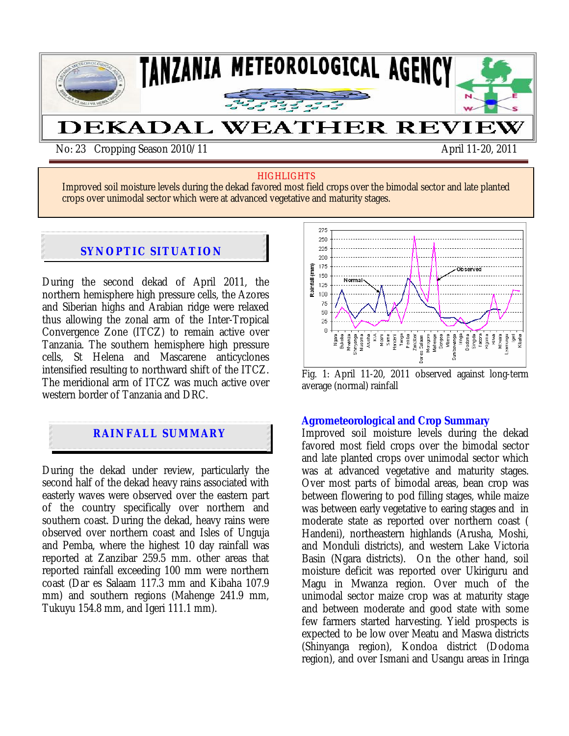# TANZANIA METEOROLOGICAL AGENCY

# DEKADAL WEATHER REVIEW

No: 23 Cropping Season 2010/11 April 11-20, 2011

**HIGHLIGHTS**

Improved soil moisture levels during the dekad favored most field crops over the bimodal sector and late planted crops over unimodal sector which were at advanced vegetative and maturity stages.

## SYNOPTIC SITUATION

During the second dekad of April 2011, the northern hemisphere high pressure cells, the Azores and Siberian highs and Arabian ridge were relaxed thus allowing the zonal arm of the Inter-Tropical Convergence Zone (ITCZ) to remain active over Tanzania. The southern hemisphere high pressure cells, St Helena and Mascarene anticyclones intensified resulting to northward shift of the ITCZ. The meridional arm of ITCZ was much active over western border of Tanzania and DRC.

## RAINFALL SUMMARY

During the dekad under review, particularly the second half of the dekad heavy rains associated with easterly waves were observed over the eastern part of the country specifically over northern and southern coast. During the dekad, heavy rains were observed over northern coast and Isles of Unguja and Pemba, where the highest 10 day rainfall was reported at Zanzibar 259.5 mm. other areas that reported rainfall exceeding 100 mm were northern coast (Dar es Salaam 117.3 mm and Kibaha 107.9 mm) and southern regions (Mahenge 241.9 mm, Tukuyu 154.8 mm, and Igeri 111.1 mm).

Fig. 1: April 11-20, 2011 observed against long-term average (normal) rainfall

## Agrometeorological and Crop Summary

Improved soil moisture levels during the dekad favored most field crops over the bimodal sector and late planted crops over unimodal sector which was at advanced vegetative and maturity stages. Over most parts of bimodal areas, bean crop was between flowering to pod filling stages, while maize was between early vegetative to earing stages and in moderate state as reported over northern coast ( Handeni), northeastern highlands (Arusha, Moshi, and Monduli districts), and western Lake Victoria Basin (Ngara districts). On the other hand, soil moisture deficit was reported over Ukiriguru and Magu in Mwanza region. Over much of the unimodal sector maize crop was at maturity stage and between moderate and good state with some few farmers started harvesting. Yield prospects is expected to be low over Meatu and Maswa districts (Shinyanga region), Kondoa district (Dodoma region), and over Ismani and Usangu areas in Iringa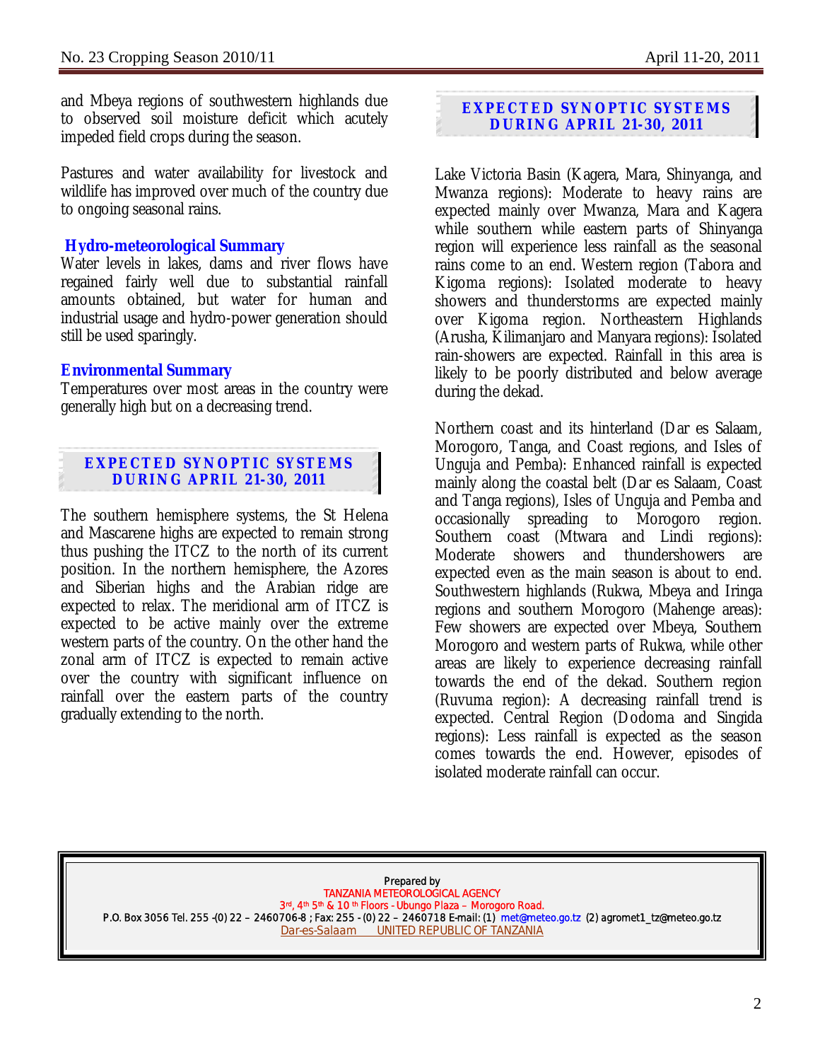and Mbeya regions of southwestern highlands due to observed soil moisture deficit which acutely impeded field crops during the season.

Pastures and water availability for livestock and wildlife has improved over much of the country due to ongoing seasonal rains.

**Hydro-meteorological Summary**

Water levels in lakes, dams and river flows have regained fairly well due to substantial rainfall amounts obtained, but water for human and industrial usage and hydro-power generation should still be used sparingly.

**Environmental Summary**

Temperatures over most areas in the country were generally high but on a decreasing trend.

## EXPECTED SYNOPTIC SYSTEMS DURING APRIL 21-30, 2011

The southern hemisphere systems, the St Helena and Mascarene highs are expected to remain strong thus pushing the ITCZ to the north of its current position. In the northern hemisphere, the Azores and Siberian highs and the Arabian ridge are expected to relax. The meridional arm of ITCZ is expected to be active mainly over the extreme western parts of the country. On the other hand the zonal arm of ITCZ is expected to remain active over the country with significant influence on rainfall over the eastern parts of the country gradually extending to the north.

## EXPECTED SYNOPTIC SYSTEMS DURING APRIL 21-30, 2011

Lake Victoria Basin (Kagera, Mara, Shinyanga, and Mwanza regions): Moderate to heavy rains are expected mainly over Mwanza, Mara and Kagera while southern while eastern parts of Shinyanga region will experience less rainfall as the seasonal rains come to an end. Western region (Tabora and Kigoma regions): Isolated moderate to heavy showers and thunderstorms are expected mainly over Kigoma region. Northeastern Highlands (Arusha, Kilimanjaro and Manyara regions): Isolated rain-showers are expected. Rainfall in this area is likely to be poorly distributed and below average during the dekad.

Northern coast and its hinterland (Dar es Salaam, Morogoro, Tanga, and Coast regions, and Isles of Unguja and Pemba): Enhanced rainfall is expected mainly along the coastal belt (Dar es Salaam, Coast and Tanga regions), Isles of Unguja and Pemba and occasionally spreading to Morogoro region. Southern coast (Mtwara and Lindi regions): Moderate showers and thundershowers are expected even as the main season is about to end. Southwestern highlands (Rukwa, Mbeya and Iringa regions and southern Morogoro (Mahenge areas): Few showers are expected over Mbeya, Southern Morogoro and western parts of Rukwa, while other areas are likely to experience decreasing rainfall towards the end of the dekad. Southern region (Ruvuma region): A decreasing rainfall trend is expected. Central Region (Dodoma and Singida regions): Less rainfall is expected as the season comes towards the end. However, episodes of isolated moderate rainfall can occur.

Prepared by
TANZANIA METEOROLOGICAL AGENCY
3rd, 4th 5th & 10 th Floors - Ubungo Plaza – Morogoro Road.
P.O. Box 3056 Tel. 255 -(0) 22 – 2460706-8 ; Fax: 255 - (0) 22 – 2460718 E-mail: (1) met@meteo.go.tz (2) agromet1_tz@meteo.go.tz
Dar-es-Salaam UNITED REPUBLIC OF TANZANIA